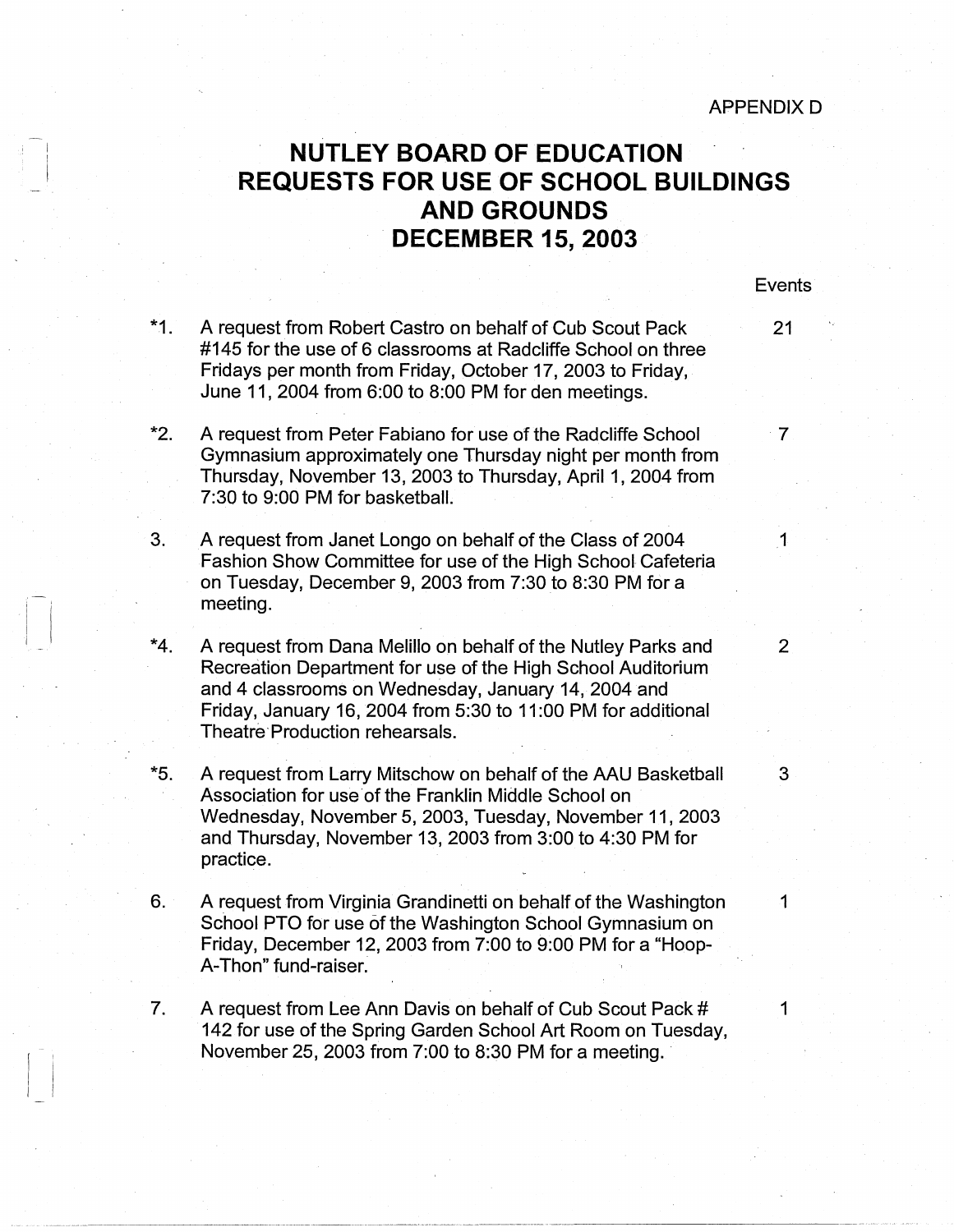APPENDIX D

# NUTLEY BOARD OF EDUCATION
# REQUESTS FOR USE OF SCHOOL BUILDINGS AND GROUNDS
# DECEMBER 15, 2003

| | Request | Events |
|---|---|---|
| *1. | A request from Robert Castro on behalf of Cub Scout Pack #145 for the use of 6 classrooms at Radcliffe School on three Fridays per month from Friday, October 17, 2003 to Friday, June 11, 2004 from 6:00 to 8:00 PM for den meetings. | 21 |
| *2. | A request from Peter Fabiano for use of the Radcliffe School Gymnasium approximately one Thursday night per month from Thursday, November 13, 2003 to Thursday, April 1, 2004 from 7:30 to 9:00 PM for basketball. | 7 |
| 3. | A request from Janet Longo on behalf of the Class of 2004 Fashion Show Committee for use of the High School Cafeteria on Tuesday, December 9, 2003 from 7:30 to 8:30 PM for a meeting. | 1 |
| *4. | A request from Dana Melillo on behalf of the Nutley Parks and Recreation Department for use of the High School Auditorium and 4 classrooms on Wednesday, January 14, 2004 and Friday, January 16, 2004 from 5:30 to 11:00 PM for additional Theatre Production rehearsals. | 2 |
| *5. | A request from Larry Mitschow on behalf of the AAU Basketball Association for use of the Franklin Middle School on Wednesday, November 5, 2003, Tuesday, November 11, 2003 and Thursday, November 13, 2003 from 3:00 to 4:30 PM for practice. | 3 |
| 6. | A request from Virginia Grandinetti on behalf of the Washington School PTO for use of the Washington School Gymnasium on Friday, December 12, 2003 from 7:00 to 9:00 PM for a "Hoop-A-Thon" fund-raiser. | 1 |
| 7. | A request from Lee Ann Davis on behalf of Cub Scout Pack # 142 for use of the Spring Garden School Art Room on Tuesday, November 25, 2003 from 7:00 to 8:30 PM for a meeting. | 1 |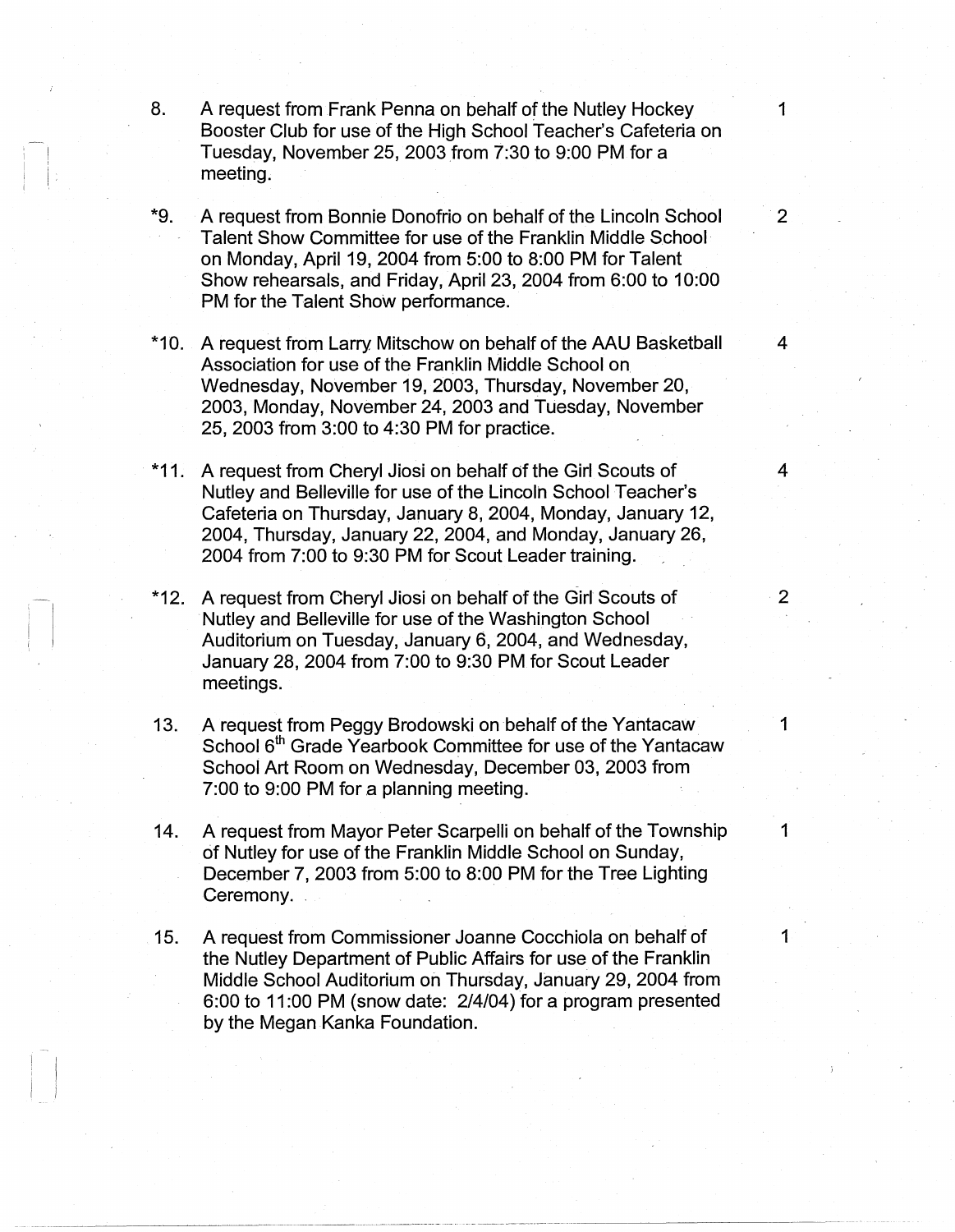8. A request from Frank Penna on behalf of the Nutley Hockey Booster Club for use of the High School Teacher's Cafeteria on Tuesday, November 25, 2003 from 7:30 to 9:00 PM for a meeting. 1

*9. A request from Bonnie Donofrio on behalf of the Lincoln School Talent Show Committee for use of the Franklin Middle School on Monday, April 19, 2004 from 5:00 to 8:00 PM for Talent Show rehearsals, and Friday, April 23, 2004 from 6:00 to 10:00 PM for the Talent Show performance. 2

*10. A request from Larry Mitschow on behalf of the AAU Basketball Association for use of the Franklin Middle School on Wednesday, November 19, 2003, Thursday, November 20, 2003, Monday, November 24, 2003 and Tuesday, November 25, 2003 from 3:00 to 4:30 PM for practice. 4

*11. A request from Cheryl Jiosi on behalf of the Girl Scouts of Nutley and Belleville for use of the Lincoln School Teacher's Cafeteria on Thursday, January 8, 2004, Monday, January 12, 2004, Thursday, January 22, 2004, and Monday, January 26, 2004 from 7:00 to 9:30 PM for Scout Leader training. 4

*12. A request from Cheryl Jiosi on behalf of the Girl Scouts of Nutley and Belleville for use of the Washington School Auditorium on Tuesday, January 6, 2004, and Wednesday, January 28, 2004 from 7:00 to 9:30 PM for Scout Leader meetings. 2

13. A request from Peggy Brodowski on behalf of the Yantacaw School 6th Grade Yearbook Committee for use of the Yantacaw School Art Room on Wednesday, December 03, 2003 from 7:00 to 9:00 PM for a planning meeting. 1

14. A request from Mayor Peter Scarpelli on behalf of the Township of Nutley for use of the Franklin Middle School on Sunday, December 7, 2003 from 5:00 to 8:00 PM for the Tree Lighting Ceremony. 1

15. A request from Commissioner Joanne Cocchiola on behalf of the Nutley Department of Public Affairs for use of the Franklin Middle School Auditorium on Thursday, January 29, 2004 from 6:00 to 11:00 PM (snow date: 2/4/04) for a program presented by the Megan Kanka Foundation. 1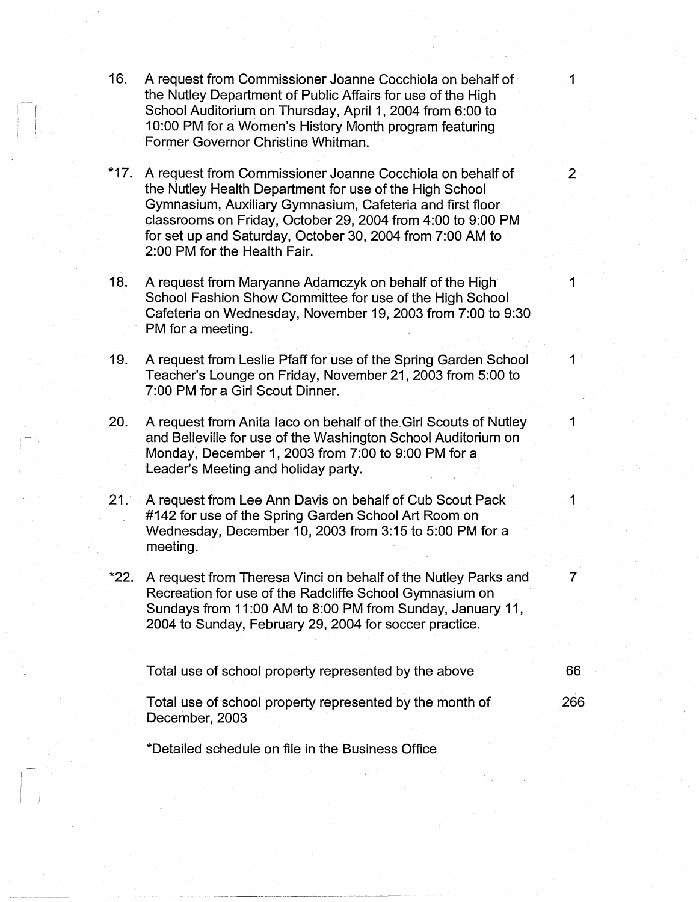| | | |
|---|---|---|
| 16. | A request from Commissioner Joanne Cocchiola on behalf of the Nutley Department of Public Affairs for use of the High School Auditorium on Thursday, April 1, 2004 from 6:00 to 10:00 PM for a Women's History Month program featuring Former Governor Christine Whitman. | 1 |
| *17. | A request from Commissioner Joanne Cocchiola on behalf of the Nutley Health Department for use of the High School Gymnasium, Auxiliary Gymnasium, Cafeteria and first floor classrooms on Friday, October 29, 2004 from 4:00 to 9:00 PM for set up and Saturday, October 30, 2004 from 7:00 AM to 2:00 PM for the Health Fair. | 2 |
| 18. | A request from Maryanne Adamczyk on behalf of the High School Fashion Show Committee for use of the High School Cafeteria on Wednesday, November 19, 2003 from 7:00 to 9:30 PM for a meeting. | 1 |
| 19. | A request from Leslie Pfaff for use of the Spring Garden School Teacher's Lounge on Friday, November 21, 2003 from 5:00 to 7:00 PM for a Girl Scout Dinner. | 1 |
| 20. | A request from Anita Iaco on behalf of the Girl Scouts of Nutley and Belleville for use of the Washington School Auditorium on Monday, December 1, 2003 from 7:00 to 9:00 PM for a Leader's Meeting and holiday party. | 1 |
| 21. | A request from Lee Ann Davis on behalf of Cub Scout Pack #142 for use of the Spring Garden School Art Room on Wednesday, December 10, 2003 from 3:15 to 5:00 PM for a meeting. | 1 |
| *22. | A request from Theresa Vinci on behalf of the Nutley Parks and Recreation for use of the Radcliffe School Gymnasium on Sundays from 11:00 AM to 8:00 PM from Sunday, January 11, 2004 to Sunday, February 29, 2004 for soccer practice. | 7 |
| | Total use of school property represented by the above | 66 |
| | Total use of school property represented by the month of December, 2003 | 266 |

*Detailed schedule on file in the Business Office